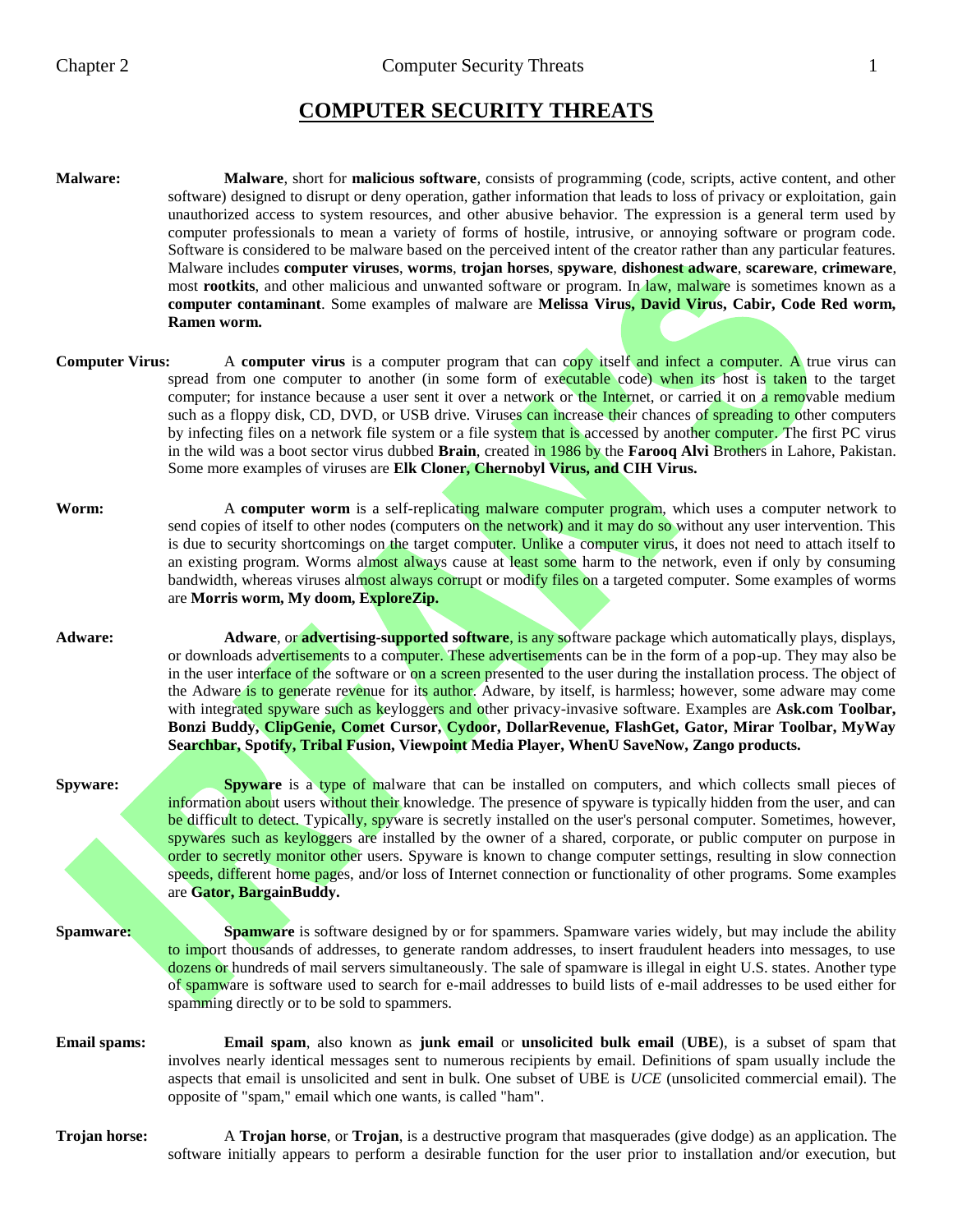# COMPUTER SECURITY THREATS

**Malware:** **Malware**, short for **malicious software**, consists of programming (code, scripts, active content, and other software) designed to disrupt or deny operation, gather information that leads to loss of privacy or exploitation, gain unauthorized access to system resources, and other abusive behavior. The expression is a general term used by computer professionals to mean a variety of forms of hostile, intrusive, or annoying software or program code. Software is considered to be malware based on the perceived intent of the creator rather than any particular features. Malware includes **computer viruses**, **worms**, **trojan horses**, **spyware**, **dishonest adware**, **scareware**, **crimeware**, most **rootkits**, and other malicious and unwanted software or program. In law, malware is sometimes known as a **computer contaminant**. Some examples of malware are **Melissa Virus, David Virus, Cabir, Code Red worm, Ramen worm.**

**Computer Virus:** A **computer virus** is a computer program that can copy itself and infect a computer. A true virus can spread from one computer to another (in some form of executable code) when its host is taken to the target computer; for instance because a user sent it over a network or the Internet, or carried it on a removable medium such as a floppy disk, CD, DVD, or USB drive. Viruses can increase their chances of spreading to other computers by infecting files on a network file system or a file system that is accessed by another computer. The first PC virus in the wild was a boot sector virus dubbed **Brain**, created in 1986 by the **Farooq Alvi** Brothers in Lahore, Pakistan. Some more examples of viruses are **Elk Cloner, Chernobyl Virus, and CIH Virus.**

**Worm:** A **computer worm** is a self-replicating malware computer program, which uses a computer network to send copies of itself to other nodes (computers on the network) and it may do so without any user intervention. This is due to security shortcomings on the target computer. Unlike a computer virus, it does not need to attach itself to an existing program. Worms almost always cause at least some harm to the network, even if only by consuming bandwidth, whereas viruses almost always corrupt or modify files on a targeted computer. Some examples of worms are **Morris worm, My doom, ExploreZip.**

**Adware:** **Adware**, or **advertising-supported software**, is any software package which automatically plays, displays, or downloads advertisements to a computer. These advertisements can be in the form of a pop-up. They may also be in the user interface of the software or on a screen presented to the user during the installation process. The object of the Adware is to generate revenue for its author. Adware, by itself, is harmless; however, some adware may come with integrated spyware such as keyloggers and other privacy-invasive software. Examples are **Ask.com Toolbar, Bonzi Buddy, ClipGenie, Comet Cursor, Cydoor, DollarRevenue, FlashGet, Gator, Mirar Toolbar, MyWay Searchbar, Spotify, Tribal Fusion, Viewpoint Media Player, WhenU SaveNow, Zango products.**

**Spyware:** **Spyware** is a type of malware that can be installed on computers, and which collects small pieces of information about users without their knowledge. The presence of spyware is typically hidden from the user, and can be difficult to detect. Typically, spyware is secretly installed on the user's personal computer. Sometimes, however, spywares such as keyloggers are installed by the owner of a shared, corporate, or public computer on purpose in order to secretly monitor other users. Spyware is known to change computer settings, resulting in slow connection speeds, different home pages, and/or loss of Internet connection or functionality of other programs. Some examples are **Gator, BargainBuddy.**

**Spamware:** **Spamware** is software designed by or for spammers. Spamware varies widely, but may include the ability to import thousands of addresses, to generate random addresses, to insert fraudulent headers into messages, to use dozens or hundreds of mail servers simultaneously. The sale of spamware is illegal in eight U.S. states. Another type of spamware is software used to search for e-mail addresses to build lists of e-mail addresses to be used either for spamming directly or to be sold to spammers.

**Email spams:** **Email spam**, also known as **junk email** or **unsolicited bulk email** (**UBE**), is a subset of spam that involves nearly identical messages sent to numerous recipients by email. Definitions of spam usually include the aspects that email is unsolicited and sent in bulk. One subset of UBE is *UCE* (unsolicited commercial email). The opposite of "spam," email which one wants, is called "ham".

**Trojan horse:** A **Trojan horse**, or **Trojan**, is a destructive program that masquerades (give dodge) as an application. The software initially appears to perform a desirable function for the user prior to installation and/or execution, but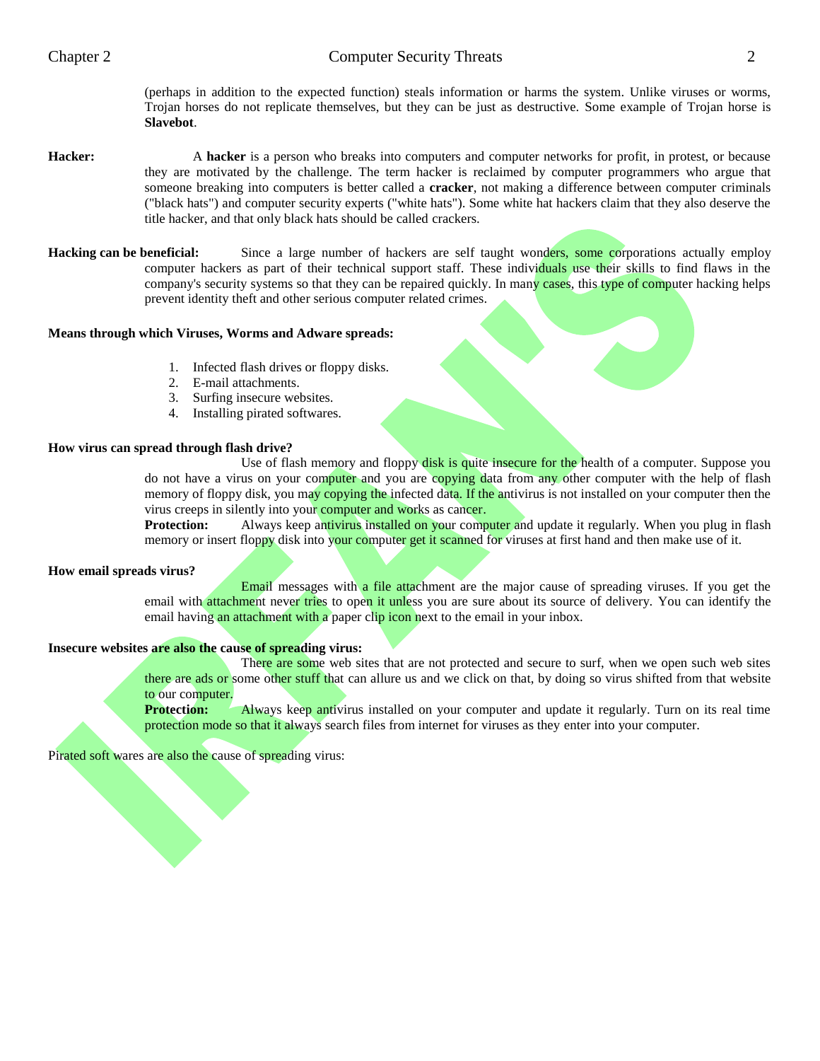(perhaps in addition to the expected function) steals information or harms the system. Unlike viruses or worms, Trojan horses do not replicate themselves, but they can be just as destructive. Some example of Trojan horse is **Slavebot**.

**Hacker:** A **hacker** is a person who breaks into computers and computer networks for profit, in protest, or because they are motivated by the challenge. The term hacker is reclaimed by computer programmers who argue that someone breaking into computers is better called a **cracker**, not making a difference between computer criminals ("black hats") and computer security experts ("white hats"). Some white hat hackers claim that they also deserve the title hacker, and that only black hats should be called crackers.

**Hacking can be beneficial:** Since a large number of hackers are self taught wonders, some corporations actually employ computer hackers as part of their technical support staff. These individuals use their skills to find flaws in the company's security systems so that they can be repaired quickly. In many cases, this type of computer hacking helps prevent identity theft and other serious computer related crimes.

**Means through which Viruses, Worms and Adware spreads:**

1. Infected flash drives or floppy disks.
2. E-mail attachments.
3. Surfing insecure websites.
4. Installing pirated softwares.

**How virus can spread through flash drive?**

Use of flash memory and floppy disk is quite insecure for the health of a computer. Suppose you do not have a virus on your computer and you are copying data from any other computer with the help of flash memory of floppy disk, you may copying the infected data. If the antivirus is not installed on your computer then the virus creeps in silently into your computer and works as cancer.

**Protection:** Always keep antivirus installed on your computer and update it regularly. When you plug in flash memory or insert floppy disk into your computer get it scanned for viruses at first hand and then make use of it.

**How email spreads virus?**

Email messages with a file attachment are the major cause of spreading viruses. If you get the email with attachment never tries to open it unless you are sure about its source of delivery. You can identify the email having an attachment with a paper clip icon next to the email in your inbox.

**Insecure websites are also the cause of spreading virus:**

There are some web sites that are not protected and secure to surf, when we open such web sites there are ads or some other stuff that can allure us and we click on that, by doing so virus shifted from that website to our computer.

**Protection:** Always keep antivirus installed on your computer and update it regularly. Turn on its real time protection mode so that it always search files from internet for viruses as they enter into your computer.

Pirated soft wares are also the cause of spreading virus: